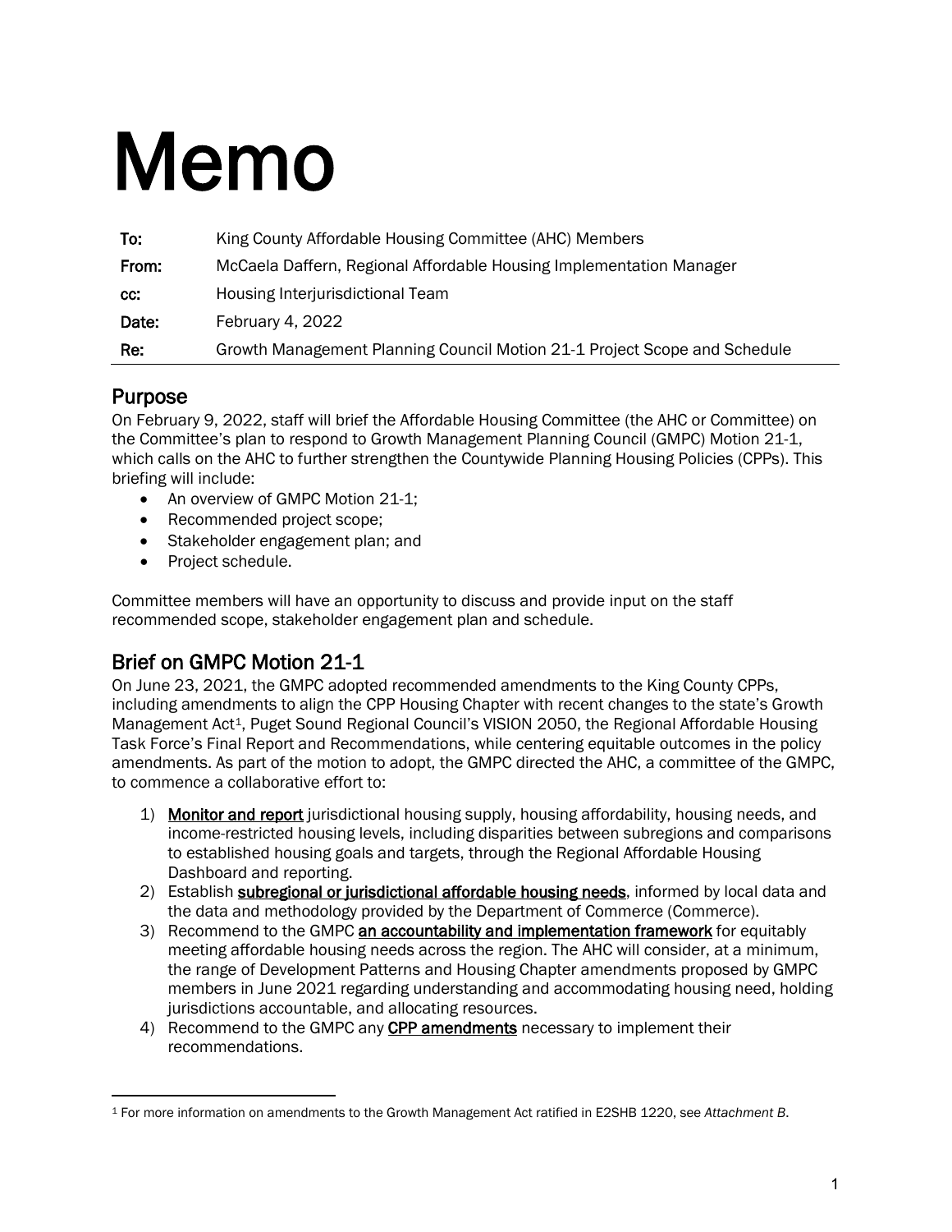# Memo

| | |
|---|---|
| **To:** | King County Affordable Housing Committee (AHC) Members |
| **From:** | McCaela Daffern, Regional Affordable Housing Implementation Manager |
| **cc:** | Housing Interjurisdictional Team |
| **Date:** | February 4, 2022 |
| **Re:** | Growth Management Planning Council Motion 21-1 Project Scope and Schedule |

## Purpose

On February 9, 2022, staff will brief the Affordable Housing Committee (the AHC or Committee) on the Committee's plan to respond to Growth Management Planning Council (GMPC) Motion 21-1, which calls on the AHC to further strengthen the Countywide Planning Housing Policies (CPPs). This briefing will include:

- An overview of GMPC Motion 21-1;
- Recommended project scope;
- Stakeholder engagement plan; and
- Project schedule.

Committee members will have an opportunity to discuss and provide input on the staff recommended scope, stakeholder engagement plan and schedule.

## Brief on GMPC Motion 21-1

On June 23, 2021, the GMPC adopted recommended amendments to the King County CPPs, including amendments to align the CPP Housing Chapter with recent changes to the state's Growth Management Act[1], Puget Sound Regional Council's VISION 2050, the Regional Affordable Housing Task Force's Final Report and Recommendations, while centering equitable outcomes in the policy amendments. As part of the motion to adopt, the GMPC directed the AHC, a committee of the GMPC, to commence a collaborative effort to:

1) **Monitor and report** jurisdictional housing supply, housing affordability, housing needs, and income-restricted housing levels, including disparities between subregions and comparisons to established housing goals and targets, through the Regional Affordable Housing Dashboard and reporting.
2) Establish **subregional or jurisdictional affordable housing needs**, informed by local data and the data and methodology provided by the Department of Commerce (Commerce).
3) Recommend to the GMPC **an accountability and implementation framework** for equitably meeting affordable housing needs across the region. The AHC will consider, at a minimum, the range of Development Patterns and Housing Chapter amendments proposed by GMPC members in June 2021 regarding understanding and accommodating housing need, holding jurisdictions accountable, and allocating resources.
4) Recommend to the GMPC any **CPP amendments** necessary to implement their recommendations.

---

[1] For more information on amendments to the Growth Management Act ratified in E2SHB 1220, see *Attachment B*.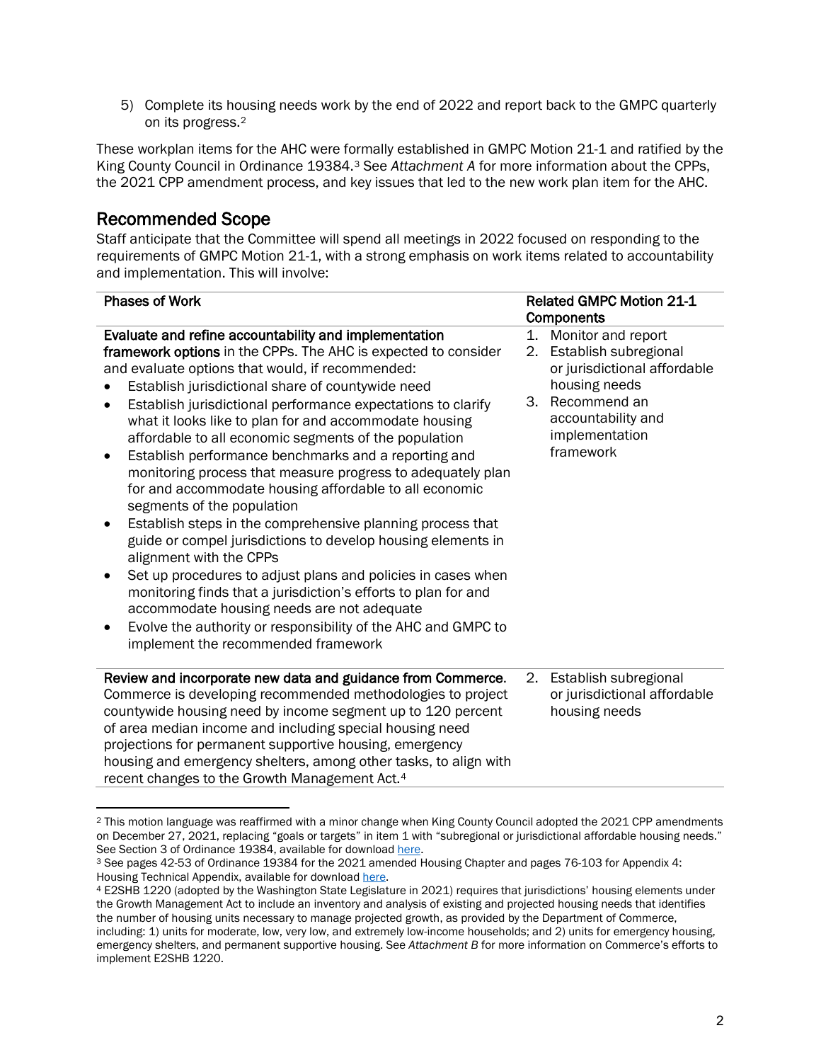5) Complete its housing needs work by the end of 2022 and report back to the GMPC quarterly on its progress.[2]

These workplan items for the AHC were formally established in GMPC Motion 21-1 and ratified by the King County Council in Ordinance 19384.[3] See *Attachment A* for more information about the CPPs, the 2021 CPP amendment process, and key issues that led to the new work plan item for the AHC.

## Recommended Scope

Staff anticipate that the Committee will spend all meetings in 2022 focused on responding to the requirements of GMPC Motion 21-1, with a strong emphasis on work items related to accountability and implementation. This will involve:

| Phases of Work | Related GMPC Motion 21-1 Components |
|---|---|
| **Evaluate and refine accountability and implementation framework options** in the CPPs. The AHC is expected to consider and evaluate options that would, if recommended: <br>• Establish jurisdictional share of countywide need <br>• Establish jurisdictional performance expectations to clarify what it looks like to plan for and accommodate housing affordable to all economic segments of the population <br>• Establish performance benchmarks and a reporting and monitoring process that measure progress to adequately plan for and accommodate housing affordable to all economic segments of the population <br>• Establish steps in the comprehensive planning process that guide or compel jurisdictions to develop housing elements in alignment with the CPPs <br>• Set up procedures to adjust plans and policies in cases when monitoring finds that a jurisdiction's efforts to plan for and accommodate housing needs are not adequate <br>• Evolve the authority or responsibility of the AHC and GMPC to implement the recommended framework | 1. Monitor and report <br>2. Establish subregional or jurisdictional affordable housing needs <br>3. Recommend an accountability and implementation framework |
| **Review and incorporate new data and guidance from Commerce**. Commerce is developing recommended methodologies to project countywide housing need by income segment up to 120 percent of area median income and including special housing need projections for permanent supportive housing, emergency housing and emergency shelters, among other tasks, to align with recent changes to the Growth Management Act.[4] | 2. Establish subregional or jurisdictional affordable housing needs |

[2] This motion language was reaffirmed with a minor change when King County Council adopted the 2021 CPP amendments on December 27, 2021, replacing "goals or targets" in item 1 with "subregional or jurisdictional affordable housing needs." See Section 3 of Ordinance 19384, available for download here.

[3] See pages 42-53 of Ordinance 19384 for the 2021 amended Housing Chapter and pages 76-103 for Appendix 4: Housing Technical Appendix, available for download here.

[4] E2SHB 1220 (adopted by the Washington State Legislature in 2021) requires that jurisdictions' housing elements under the Growth Management Act to include an inventory and analysis of existing and projected housing needs that identifies the number of housing units necessary to manage projected growth, as provided by the Department of Commerce, including: 1) units for moderate, low, very low, and extremely low-income households; and 2) units for emergency housing, emergency shelters, and permanent supportive housing. See *Attachment B* for more information on Commerce's efforts to implement E2SHB 1220.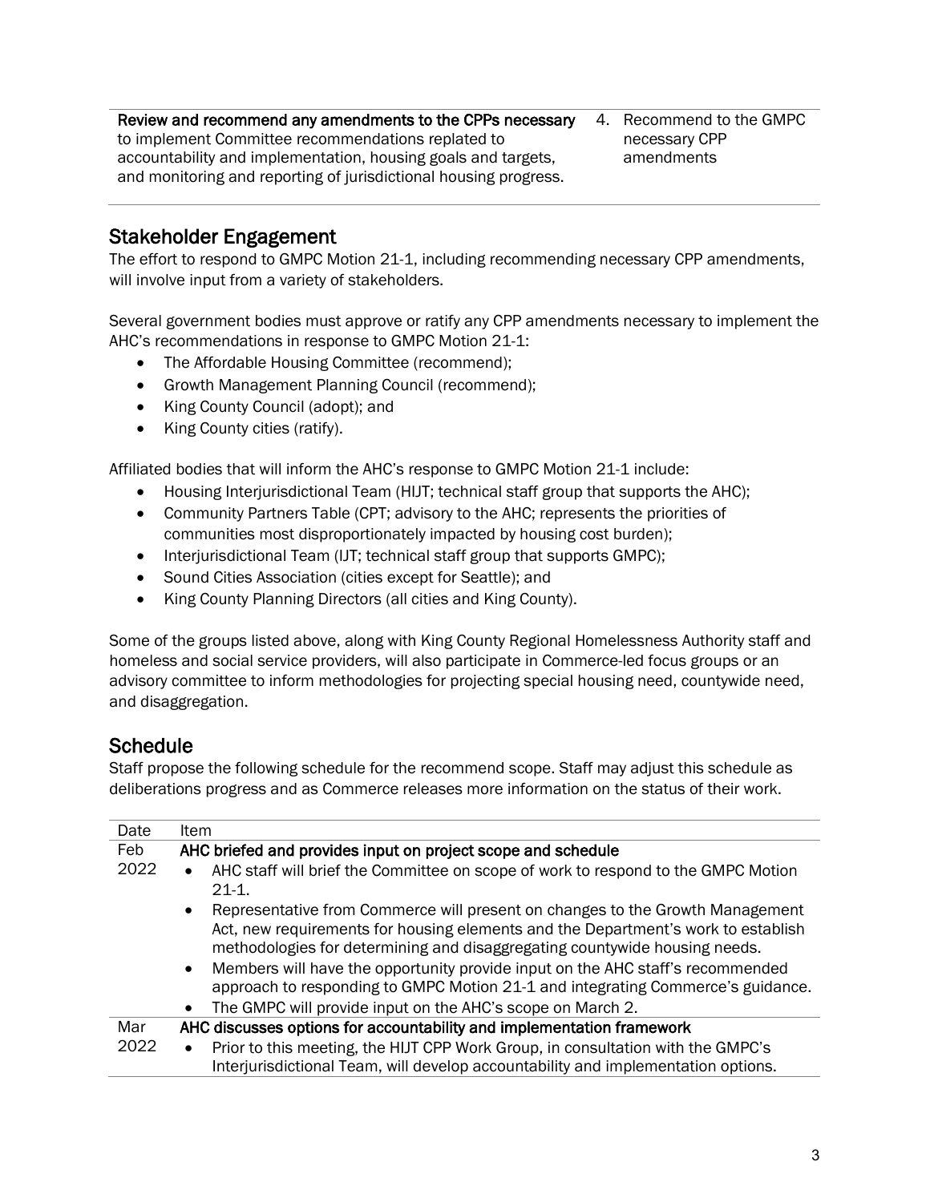| | |
|---|---|
| **Review and recommend any amendments to the CPPs necessary** to implement Committee recommendations replated to accountability and implementation, housing goals and targets, and monitoring and reporting of jurisdictional housing progress. | 4. Recommend to the GMPC necessary CPP amendments |

## Stakeholder Engagement

The effort to respond to GMPC Motion 21-1, including recommending necessary CPP amendments, will involve input from a variety of stakeholders.

Several government bodies must approve or ratify any CPP amendments necessary to implement the AHC's recommendations in response to GMPC Motion 21-1:

- The Affordable Housing Committee (recommend);
- Growth Management Planning Council (recommend);
- King County Council (adopt); and
- King County cities (ratify).

Affiliated bodies that will inform the AHC's response to GMPC Motion 21-1 include:

- Housing Interjurisdictional Team (HIJT; technical staff group that supports the AHC);
- Community Partners Table (CPT; advisory to the AHC; represents the priorities of communities most disproportionately impacted by housing cost burden);
- Interjurisdictional Team (IJT; technical staff group that supports GMPC);
- Sound Cities Association (cities except for Seattle); and
- King County Planning Directors (all cities and King County).

Some of the groups listed above, along with King County Regional Homelessness Authority staff and homeless and social service providers, will also participate in Commerce-led focus groups or an advisory committee to inform methodologies for projecting special housing need, countywide need, and disaggregation.

## Schedule

Staff propose the following schedule for the recommend scope. Staff may adjust this schedule as deliberations progress and as Commerce releases more information on the status of their work.

| Date | Item |
|---|---|
| Feb 2022 | **AHC briefed and provides input on project scope and schedule**<br>• AHC staff will brief the Committee on scope of work to respond to the GMPC Motion 21-1.<br>• Representative from Commerce will present on changes to the Growth Management Act, new requirements for housing elements and the Department's work to establish methodologies for determining and disaggregating countywide housing needs.<br>• Members will have the opportunity provide input on the AHC staff's recommended approach to responding to GMPC Motion 21-1 and integrating Commerce's guidance.<br>• The GMPC will provide input on the AHC's scope on March 2. |
| Mar 2022 | **AHC discusses options for accountability and implementation framework**<br>• Prior to this meeting, the HIJT CPP Work Group, in consultation with the GMPC's Interjurisdictional Team, will develop accountability and implementation options. |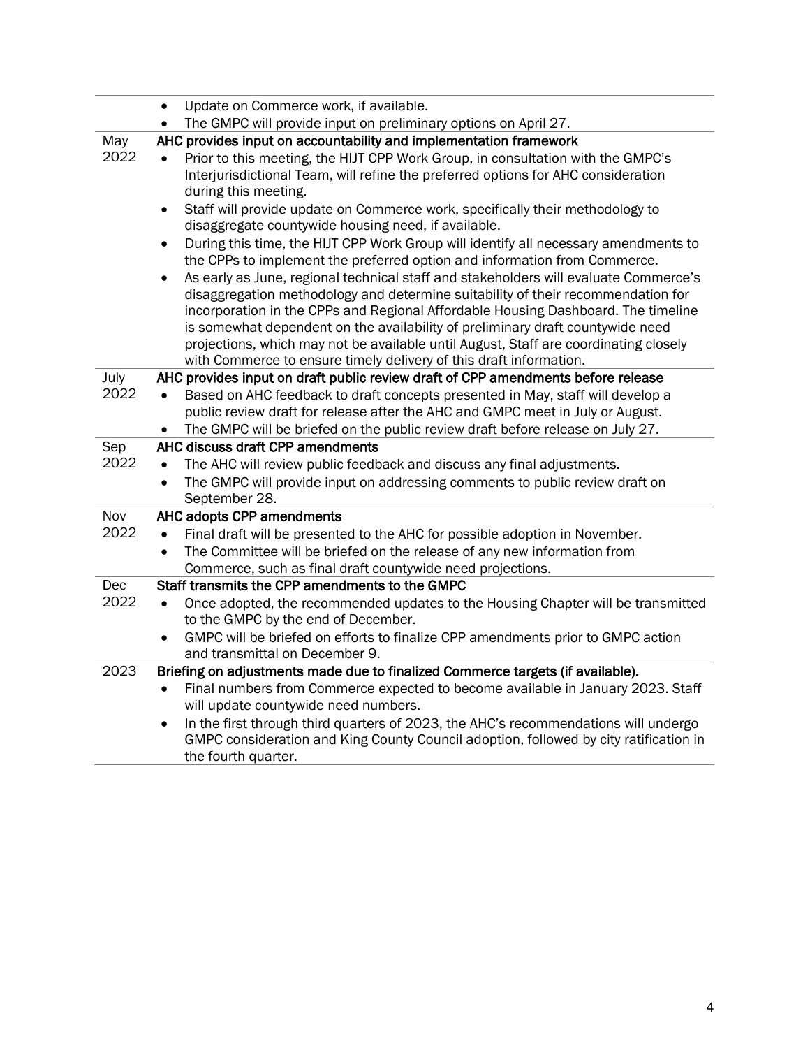| | |
|---|---|
| | • Update on Commerce work, if available.<br>• The GMPC will provide input on preliminary options on April 27. |
| May 2022 | **AHC provides input on accountability and implementation framework**<br>• Prior to this meeting, the HIJT CPP Work Group, in consultation with the GMPC's Interjurisdictional Team, will refine the preferred options for AHC consideration during this meeting.<br>• Staff will provide update on Commerce work, specifically their methodology to disaggregate countywide housing need, if available.<br>• During this time, the HIJT CPP Work Group will identify all necessary amendments to the CPPs to implement the preferred option and information from Commerce.<br>• As early as June, regional technical staff and stakeholders will evaluate Commerce's disaggregation methodology and determine suitability of their recommendation for incorporation in the CPPs and Regional Affordable Housing Dashboard. The timeline is somewhat dependent on the availability of preliminary draft countywide need projections, which may not be available until August, Staff are coordinating closely with Commerce to ensure timely delivery of this draft information. |
| July 2022 | **AHC provides input on draft public review draft of CPP amendments before release**<br>• Based on AHC feedback to draft concepts presented in May, staff will develop a public review draft for release after the AHC and GMPC meet in July or August.<br>• The GMPC will be briefed on the public review draft before release on July 27. |
| Sep 2022 | **AHC discuss draft CPP amendments**<br>• The AHC will review public feedback and discuss any final adjustments.<br>• The GMPC will provide input on addressing comments to public review draft on September 28. |
| Nov 2022 | **AHC adopts CPP amendments**<br>• Final draft will be presented to the AHC for possible adoption in November.<br>• The Committee will be briefed on the release of any new information from Commerce, such as final draft countywide need projections. |
| Dec 2022 | **Staff transmits the CPP amendments to the GMPC**<br>• Once adopted, the recommended updates to the Housing Chapter will be transmitted to the GMPC by the end of December.<br>• GMPC will be briefed on efforts to finalize CPP amendments prior to GMPC action and transmittal on December 9. |
| 2023 | **Briefing on adjustments made due to finalized Commerce targets (if available).**<br>• Final numbers from Commerce expected to become available in January 2023. Staff will update countywide need numbers.<br>• In the first through third quarters of 2023, the AHC's recommendations will undergo GMPC consideration and King County Council adoption, followed by city ratification in the fourth quarter. |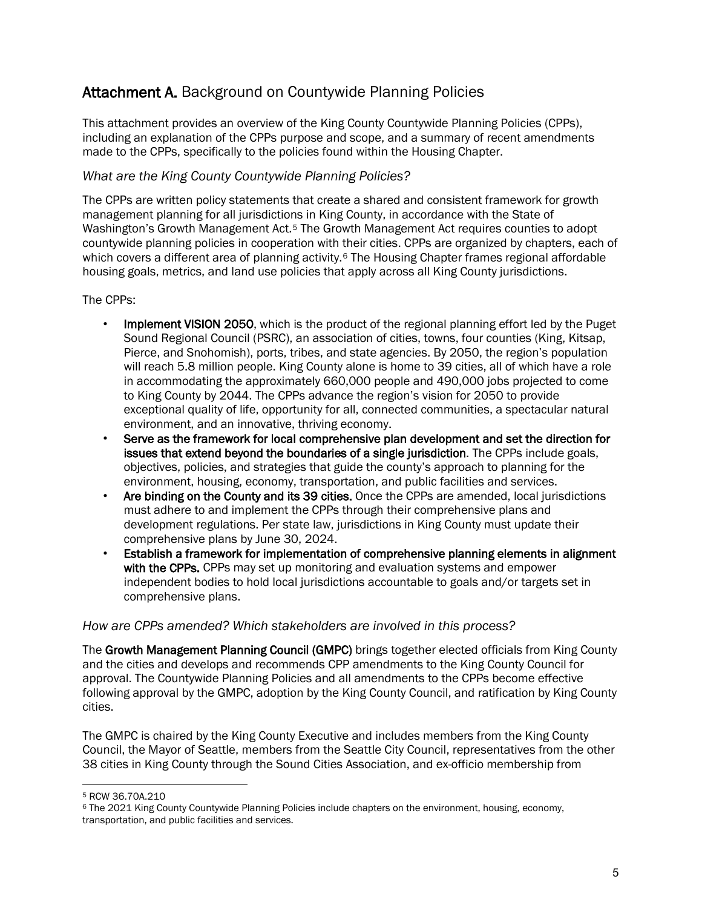## **Attachment A.** Background on Countywide Planning Policies

This attachment provides an overview of the King County Countywide Planning Policies (CPPs), including an explanation of the CPPs purpose and scope, and a summary of recent amendments made to the CPPs, specifically to the policies found within the Housing Chapter.

### *What are the King County Countywide Planning Policies?*

The CPPs are written policy statements that create a shared and consistent framework for growth management planning for all jurisdictions in King County, in accordance with the State of Washington's Growth Management Act.[5] The Growth Management Act requires counties to adopt countywide planning policies in cooperation with their cities. CPPs are organized by chapters, each of which covers a different area of planning activity.[6] The Housing Chapter frames regional affordable housing goals, metrics, and land use policies that apply across all King County jurisdictions.

The CPPs:

- **Implement VISION 2050**, which is the product of the regional planning effort led by the Puget Sound Regional Council (PSRC), an association of cities, towns, four counties (King, Kitsap, Pierce, and Snohomish), ports, tribes, and state agencies. By 2050, the region's population will reach 5.8 million people. King County alone is home to 39 cities, all of which have a role in accommodating the approximately 660,000 people and 490,000 jobs projected to come to King County by 2044. The CPPs advance the region's vision for 2050 to provide exceptional quality of life, opportunity for all, connected communities, a spectacular natural environment, and an innovative, thriving economy.
- **Serve as the framework for local comprehensive plan development and set the direction for issues that extend beyond the boundaries of a single jurisdiction**. The CPPs include goals, objectives, policies, and strategies that guide the county's approach to planning for the environment, housing, economy, transportation, and public facilities and services.
- **Are binding on the County and its 39 cities.** Once the CPPs are amended, local jurisdictions must adhere to and implement the CPPs through their comprehensive plans and development regulations. Per state law, jurisdictions in King County must update their comprehensive plans by June 30, 2024.
- **Establish a framework for implementation of comprehensive planning elements in alignment with the CPPs.** CPPs may set up monitoring and evaluation systems and empower independent bodies to hold local jurisdictions accountable to goals and/or targets set in comprehensive plans.

### *How are CPPs amended? Which stakeholders are involved in this process?*

The **Growth Management Planning Council (GMPC)** brings together elected officials from King County and the cities and develops and recommends CPP amendments to the King County Council for approval. The Countywide Planning Policies and all amendments to the CPPs become effective following approval by the GMPC, adoption by the King County Council, and ratification by King County cities.

The GMPC is chaired by the King County Executive and includes members from the King County Council, the Mayor of Seattle, members from the Seattle City Council, representatives from the other 38 cities in King County through the Sound Cities Association, and ex-officio membership from

---

[5] RCW 36.70A.210

[6] The 2021 King County Countywide Planning Policies include chapters on the environment, housing, economy, transportation, and public facilities and services.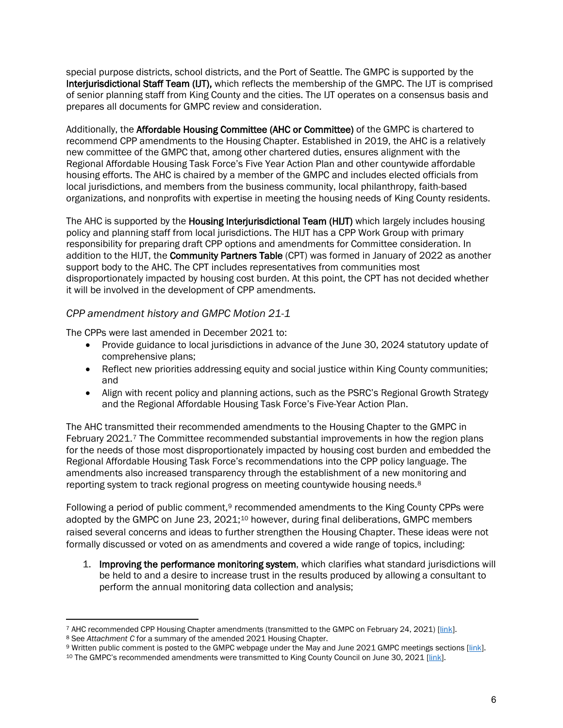special purpose districts, school districts, and the Port of Seattle. The GMPC is supported by the **Interjurisdictional Staff Team (IJT),** which reflects the membership of the GMPC. The IJT is comprised of senior planning staff from King County and the cities. The IJT operates on a consensus basis and prepares all documents for GMPC review and consideration.

Additionally, the **Affordable Housing Committee (AHC or Committee)** of the GMPC is chartered to recommend CPP amendments to the Housing Chapter. Established in 2019, the AHC is a relatively new committee of the GMPC that, among other chartered duties, ensures alignment with the Regional Affordable Housing Task Force's Five Year Action Plan and other countywide affordable housing efforts. The AHC is chaired by a member of the GMPC and includes elected officials from local jurisdictions, and members from the business community, local philanthropy, faith-based organizations, and nonprofits with expertise in meeting the housing needs of King County residents.

The AHC is supported by the **Housing Interjurisdictional Team (HIJT)** which largely includes housing policy and planning staff from local jurisdictions. The HIJT has a CPP Work Group with primary responsibility for preparing draft CPP options and amendments for Committee consideration. In addition to the HIJT, the **Community Partners Table** (CPT) was formed in January of 2022 as another support body to the AHC. The CPT includes representatives from communities most disproportionately impacted by housing cost burden. At this point, the CPT has not decided whether it will be involved in the development of CPP amendments.

### *CPP amendment history and GMPC Motion 21-1*

The CPPs were last amended in December 2021 to:

- Provide guidance to local jurisdictions in advance of the June 30, 2024 statutory update of comprehensive plans;
- Reflect new priorities addressing equity and social justice within King County communities; and
- Align with recent policy and planning actions, such as the PSRC's Regional Growth Strategy and the Regional Affordable Housing Task Force's Five-Year Action Plan.

The AHC transmitted their recommended amendments to the Housing Chapter to the GMPC in February 2021.[7] The Committee recommended substantial improvements in how the region plans for the needs of those most disproportionately impacted by housing cost burden and embedded the Regional Affordable Housing Task Force's recommendations into the CPP policy language. The amendments also increased transparency through the establishment of a new monitoring and reporting system to track regional progress on meeting countywide housing needs.[8]

Following a period of public comment,[9] recommended amendments to the King County CPPs were adopted by the GMPC on June 23, 2021;[10] however, during final deliberations, GMPC members raised several concerns and ideas to further strengthen the Housing Chapter. These ideas were not formally discussed or voted on as amendments and covered a wide range of topics, including:

1. **Improving the performance monitoring system**, which clarifies what standard jurisdictions will be held to and a desire to increase trust in the results produced by allowing a consultant to perform the annual monitoring data collection and analysis;

---

[7] AHC recommended CPP Housing Chapter amendments (transmitted to the GMPC on February 24, 2021) [link].

[8] See *Attachment C* for a summary of the amended 2021 Housing Chapter.

[9] Written public comment is posted to the GMPC webpage under the May and June 2021 GMPC meetings sections [link].

[10] The GMPC's recommended amendments were transmitted to King County Council on June 30, 2021 [link].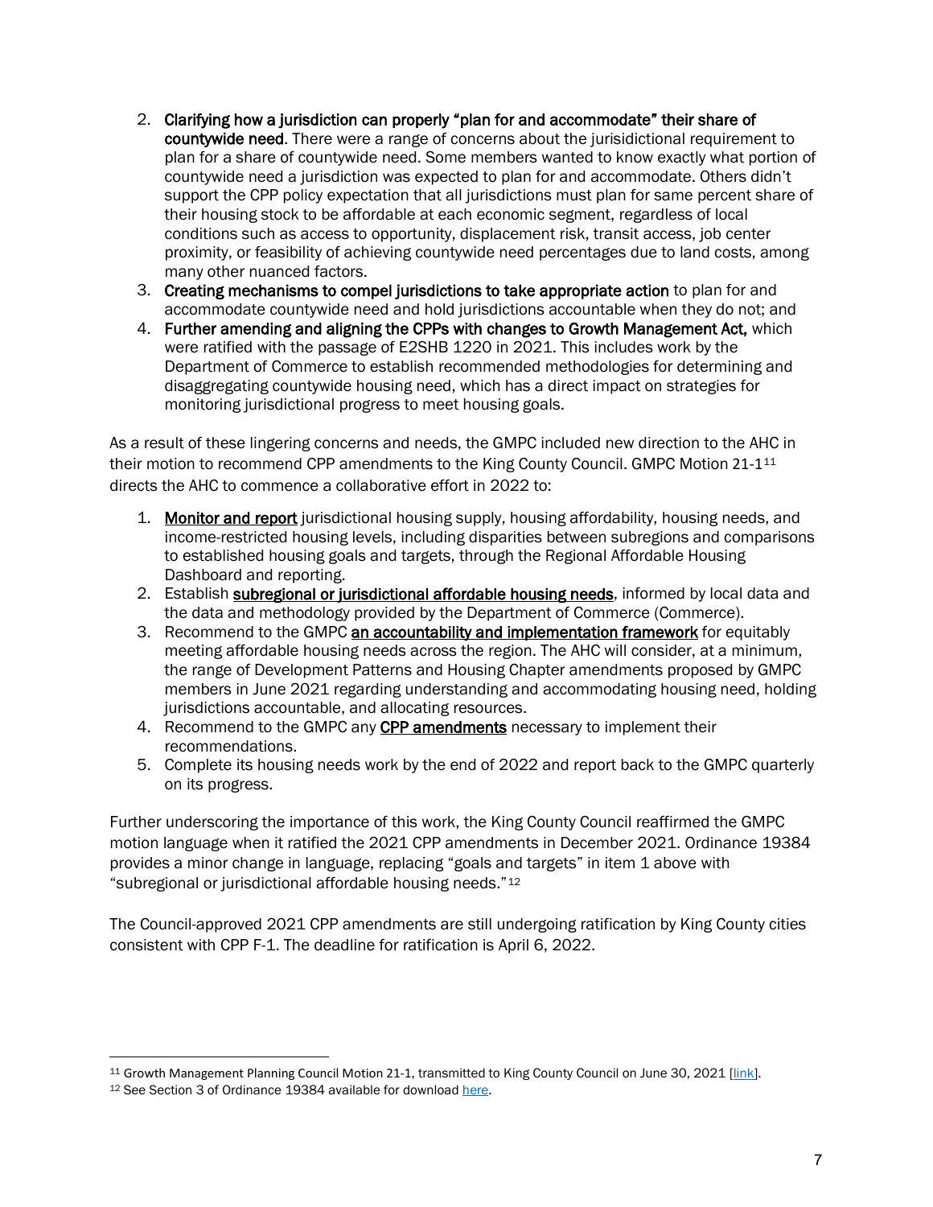2. **Clarifying how a jurisdiction can properly "plan for and accommodate" their share of countywide need**. There were a range of concerns about the jurisidictional requirement to plan for a share of countywide need. Some members wanted to know exactly what portion of countywide need a jurisdiction was expected to plan for and accommodate. Others didn't support the CPP policy expectation that all jurisdictions must plan for same percent share of their housing stock to be affordable at each economic segment, regardless of local conditions such as access to opportunity, displacement risk, transit access, job center proximity, or feasibility of achieving countywide need percentages due to land costs, among many other nuanced factors.
3. **Creating mechanisms to compel jurisdictions to take appropriate action** to plan for and accommodate countywide need and hold jurisdictions accountable when they do not; and
4. **Further amending and aligning the CPPs with changes to Growth Management Act,** which were ratified with the passage of E2SHB 1220 in 2021. This includes work by the Department of Commerce to establish recommended methodologies for determining and disaggregating countywide housing need, which has a direct impact on strategies for monitoring jurisdictional progress to meet housing goals.

As a result of these lingering concerns and needs, the GMPC included new direction to the AHC in their motion to recommend CPP amendments to the King County Council. GMPC Motion 21-1[11] directs the AHC to commence a collaborative effort in 2022 to:

1. <u>**Monitor and report**</u> jurisdictional housing supply, housing affordability, housing needs, and income-restricted housing levels, including disparities between subregions and comparisons to established housing goals and targets, through the Regional Affordable Housing Dashboard and reporting.
2. Establish <u>**subregional or jurisdictional affordable housing needs**</u>, informed by local data and the data and methodology provided by the Department of Commerce (Commerce).
3. Recommend to the GMPC <u>**an accountability and implementation framework**</u> for equitably meeting affordable housing needs across the region. The AHC will consider, at a minimum, the range of Development Patterns and Housing Chapter amendments proposed by GMPC members in June 2021 regarding understanding and accommodating housing need, holding jurisdictions accountable, and allocating resources.
4. Recommend to the GMPC any <u>**CPP amendments**</u> necessary to implement their recommendations.
5. Complete its housing needs work by the end of 2022 and report back to the GMPC quarterly on its progress.

Further underscoring the importance of this work, the King County Council reaffirmed the GMPC motion language when it ratified the 2021 CPP amendments in December 2021. Ordinance 19384 provides a minor change in language, replacing "goals and targets" in item 1 above with "subregional or jurisdictional affordable housing needs."[12]

The Council-approved 2021 CPP amendments are still undergoing ratification by King County cities consistent with CPP F-1. The deadline for ratification is April 6, 2022.

---

[11] Growth Management Planning Council Motion 21-1, transmitted to King County Council on June 30, 2021 [link].

[12] See Section 3 of Ordinance 19384 available for download here.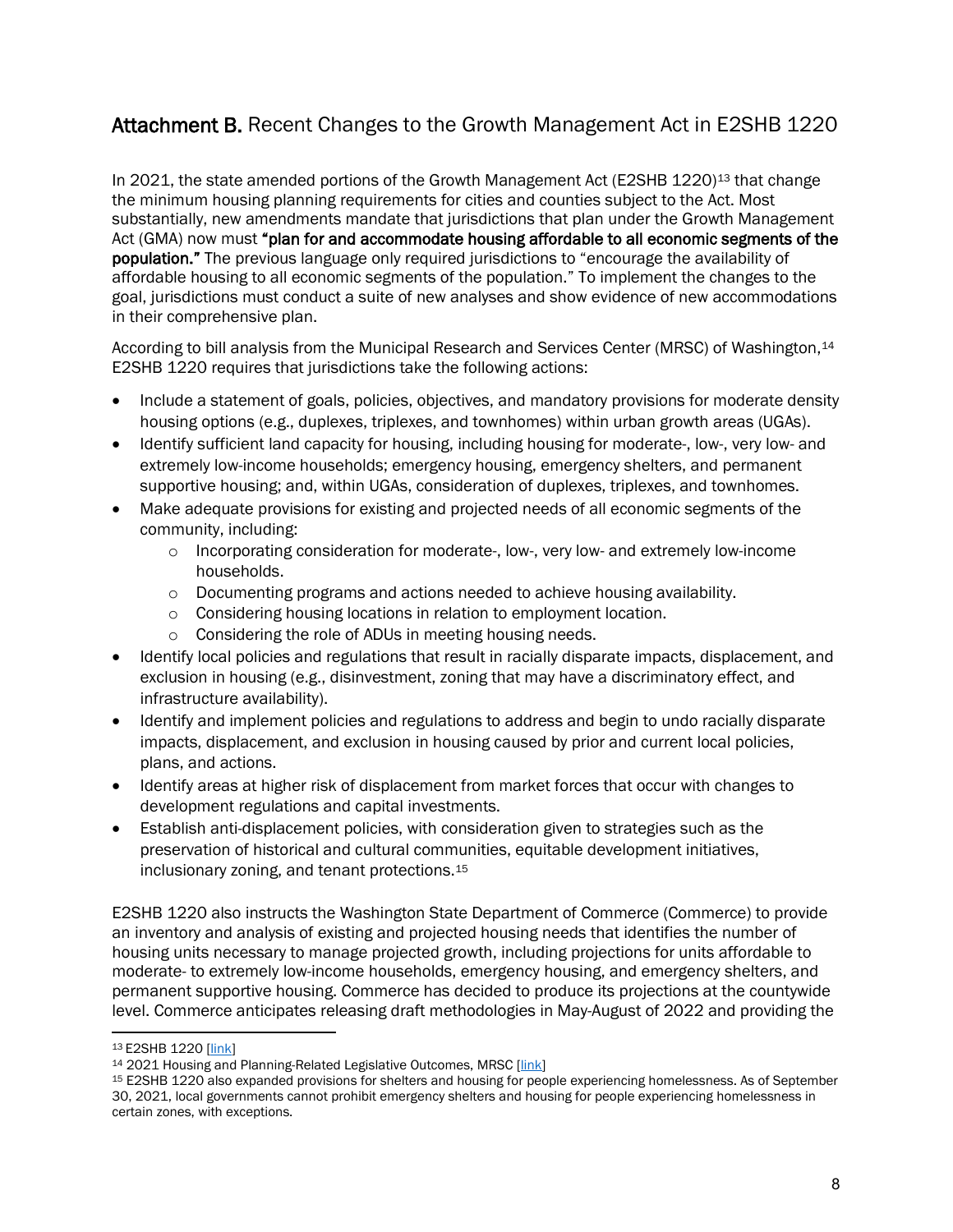## **Attachment B.** Recent Changes to the Growth Management Act in E2SHB 1220

In 2021, the state amended portions of the Growth Management Act (E2SHB 1220)[13] that change the minimum housing planning requirements for cities and counties subject to the Act. Most substantially, new amendments mandate that jurisdictions that plan under the Growth Management Act (GMA) now must **"plan for and accommodate housing affordable to all economic segments of the population."** The previous language only required jurisdictions to "encourage the availability of affordable housing to all economic segments of the population." To implement the changes to the goal, jurisdictions must conduct a suite of new analyses and show evidence of new accommodations in their comprehensive plan.

According to bill analysis from the Municipal Research and Services Center (MRSC) of Washington,[14] E2SHB 1220 requires that jurisdictions take the following actions:

- Include a statement of goals, policies, objectives, and mandatory provisions for moderate density housing options (e.g., duplexes, triplexes, and townhomes) within urban growth areas (UGAs).
- Identify sufficient land capacity for housing, including housing for moderate-, low-, very low- and extremely low-income households; emergency housing, emergency shelters, and permanent supportive housing; and, within UGAs, consideration of duplexes, triplexes, and townhomes.
- Make adequate provisions for existing and projected needs of all economic segments of the community, including:
  - Incorporating consideration for moderate-, low-, very low- and extremely low-income households.
  - Documenting programs and actions needed to achieve housing availability.
  - Considering housing locations in relation to employment location.
  - Considering the role of ADUs in meeting housing needs.
- Identify local policies and regulations that result in racially disparate impacts, displacement, and exclusion in housing (e.g., disinvestment, zoning that may have a discriminatory effect, and infrastructure availability).
- Identify and implement policies and regulations to address and begin to undo racially disparate impacts, displacement, and exclusion in housing caused by prior and current local policies, plans, and actions.
- Identify areas at higher risk of displacement from market forces that occur with changes to development regulations and capital investments.
- Establish anti-displacement policies, with consideration given to strategies such as the preservation of historical and cultural communities, equitable development initiatives, inclusionary zoning, and tenant protections.[15]

E2SHB 1220 also instructs the Washington State Department of Commerce (Commerce) to provide an inventory and analysis of existing and projected housing needs that identifies the number of housing units necessary to manage projected growth, including projections for units affordable to moderate- to extremely low-income households, emergency housing, and emergency shelters, and permanent supportive housing. Commerce has decided to produce its projections at the countywide level. Commerce anticipates releasing draft methodologies in May-August of 2022 and providing the

---

[13] E2SHB 1220 [link]

[14] 2021 Housing and Planning-Related Legislative Outcomes, MRSC [link]

[15] E2SHB 1220 also expanded provisions for shelters and housing for people experiencing homelessness. As of September 30, 2021, local governments cannot prohibit emergency shelters and housing for people experiencing homelessness in certain zones, with exceptions.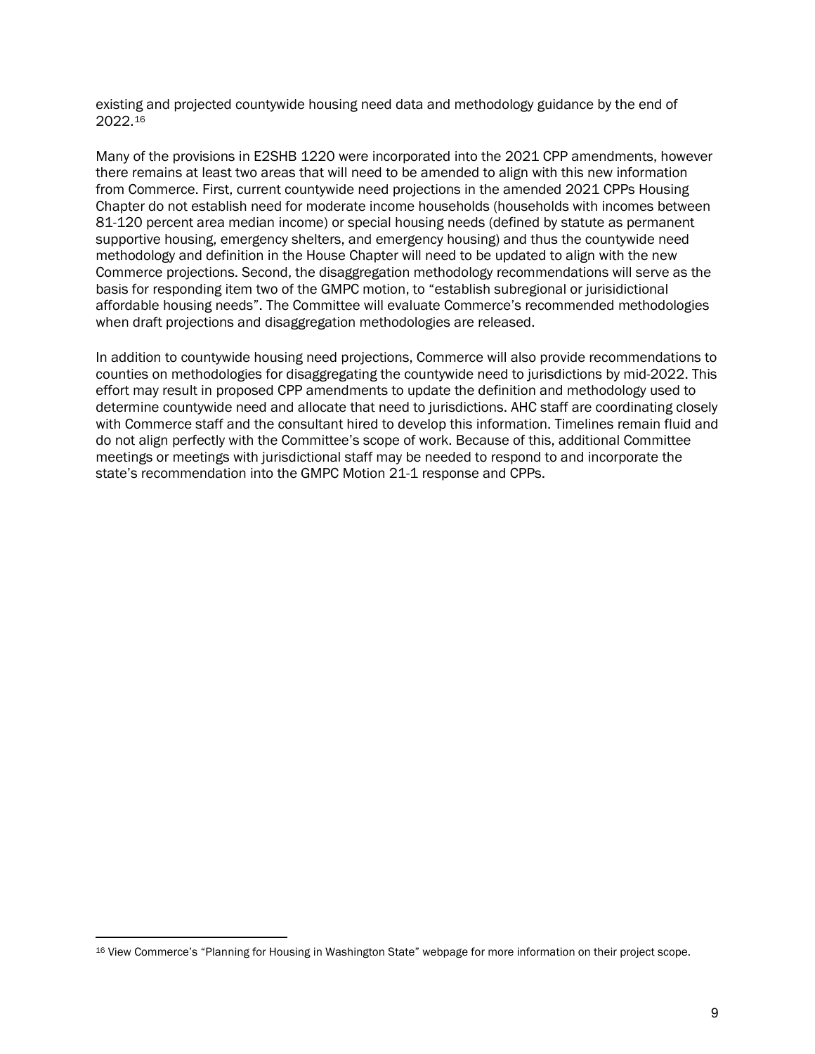existing and projected countywide housing need data and methodology guidance by the end of 2022.[16]

Many of the provisions in E2SHB 1220 were incorporated into the 2021 CPP amendments, however there remains at least two areas that will need to be amended to align with this new information from Commerce. First, current countywide need projections in the amended 2021 CPPs Housing Chapter do not establish need for moderate income households (households with incomes between 81-120 percent area median income) or special housing needs (defined by statute as permanent supportive housing, emergency shelters, and emergency housing) and thus the countywide need methodology and definition in the House Chapter will need to be updated to align with the new Commerce projections. Second, the disaggregation methodology recommendations will serve as the basis for responding item two of the GMPC motion, to "establish subregional or jurisidictional affordable housing needs". The Committee will evaluate Commerce's recommended methodologies when draft projections and disaggregation methodologies are released.

In addition to countywide housing need projections, Commerce will also provide recommendations to counties on methodologies for disaggregating the countywide need to jurisdictions by mid-2022. This effort may result in proposed CPP amendments to update the definition and methodology used to determine countywide need and allocate that need to jurisdictions. AHC staff are coordinating closely with Commerce staff and the consultant hired to develop this information. Timelines remain fluid and do not align perfectly with the Committee's scope of work. Because of this, additional Committee meetings or meetings with jurisdictional staff may be needed to respond to and incorporate the state's recommendation into the GMPC Motion 21-1 response and CPPs.

[16] View Commerce's "Planning for Housing in Washington State" webpage for more information on their project scope.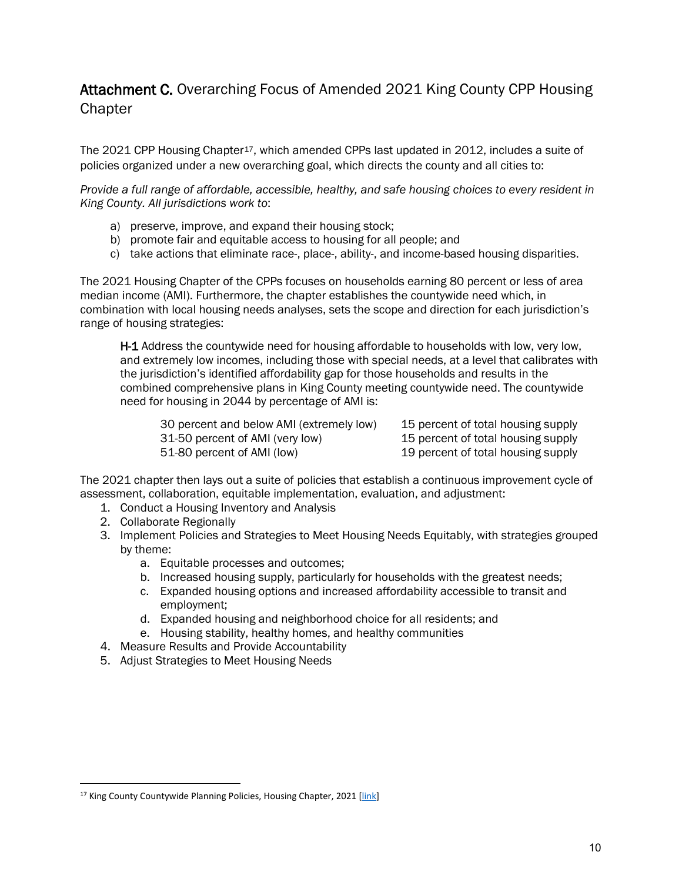## **Attachment C.** Overarching Focus of Amended 2021 King County CPP Housing Chapter

The 2021 CPP Housing Chapter[17], which amended CPPs last updated in 2012, includes a suite of policies organized under a new overarching goal, which directs the county and all cities to:

*Provide a full range of affordable, accessible, healthy, and safe housing choices to every resident in King County. All jurisdictions work to*:

a) preserve, improve, and expand their housing stock;
b) promote fair and equitable access to housing for all people; and
c) take actions that eliminate race-, place-, ability-, and income-based housing disparities.

The 2021 Housing Chapter of the CPPs focuses on households earning 80 percent or less of area median income (AMI). Furthermore, the chapter establishes the countywide need which, in combination with local housing needs analyses, sets the scope and direction for each jurisdiction's range of housing strategies:

> **H-1** Address the countywide need for housing affordable to households with low, very low, and extremely low incomes, including those with special needs, at a level that calibrates with the jurisdiction's identified affordability gap for those households and results in the combined comprehensive plans in King County meeting countywide need. The countywide need for housing in 2044 by percentage of AMI is:
>
> | | |
> |---|---|
> | 30 percent and below AMI (extremely low) | 15 percent of total housing supply |
> | 31-50 percent of AMI (very low) | 15 percent of total housing supply |
> | 51-80 percent of AMI (low) | 19 percent of total housing supply |

The 2021 chapter then lays out a suite of policies that establish a continuous improvement cycle of assessment, collaboration, equitable implementation, evaluation, and adjustment:

1. Conduct a Housing Inventory and Analysis
2. Collaborate Regionally
3. Implement Policies and Strategies to Meet Housing Needs Equitably, with strategies grouped by theme:
   a. Equitable processes and outcomes;
   b. Increased housing supply, particularly for households with the greatest needs;
   c. Expanded housing options and increased affordability accessible to transit and employment;
   d. Expanded housing and neighborhood choice for all residents; and
   e. Housing stability, healthy homes, and healthy communities
4. Measure Results and Provide Accountability
5. Adjust Strategies to Meet Housing Needs

---

[17] King County Countywide Planning Policies, Housing Chapter, 2021 [link]